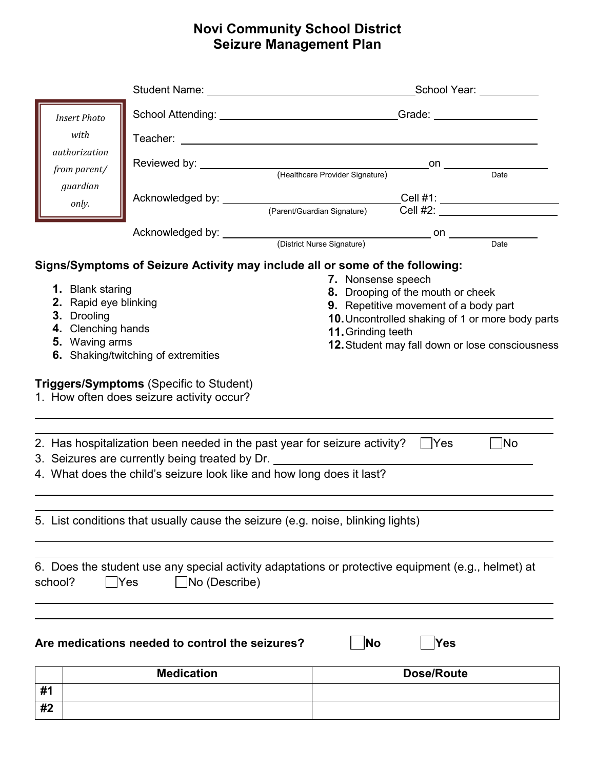# Novi Community School District
# Seizure Management Plan

*Insert Photo with authorization from parent/ guardian only.*

Student Name: ______________________________ School Year: __________

School Attending: ______________________________ Grade: ______________

Teacher: ____________________________________________

Reviewed by: ______________________________ on ______________
(Healthcare Provider Signature) Date

Acknowledged by: ______________________________ Cell #1: ______________
(Parent/Guardian Signature) Cell #2: ______________

Acknowledged by: ______________________________ on ______________
(District Nurse Signature) Date

**Signs/Symptoms of Seizure Activity may include all or some of the following:**

1. Blank staring
2. Rapid eye blinking
3. Drooling
4. Clenching hands
5. Waving arms
6. Shaking/twitching of extremities
7. Nonsense speech
8. Drooping of the mouth or cheek
9. Repetitive movement of a body part
10. Uncontrolled shaking of 1 or more body parts
11. Grinding teeth
12. Student may fall down or lose consciousness

**Triggers/Symptoms** (Specific to Student)

1. How often does seizure activity occur?

____________________________________________

____________________________________________

2. Has hospitalization been needed in the past year for seizure activity? ☐ Yes ☐ No
3. Seizures are currently being treated by Dr. ______________________________
4. What does the child's seizure look like and how long does it last?

____________________________________________

____________________________________________

5. List conditions that usually cause the seizure (e.g. noise, blinking lights)

____________________________________________

____________________________________________

6. Does the student use any special activity adaptations or protective equipment (e.g., helmet) at school? ☐ Yes ☐ No (Describe)

____________________________________________

____________________________________________

**Are medications needed to control the seizures?** ☐ **No** ☐ **Yes**

| | Medication | Dose/Route |
|---|---|---|
| **#1** | | |
| **#2** | | |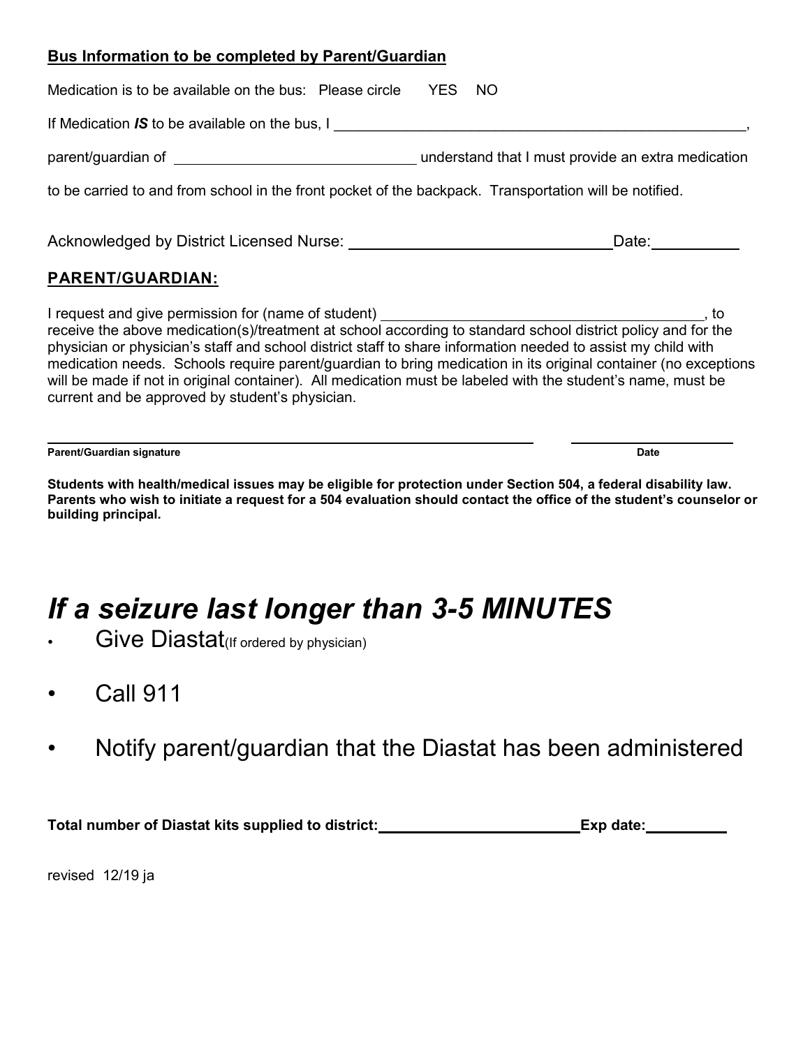**Bus Information to be completed by Parent/Guardian**

Medication is to be available on the bus: Please circle YES NO

If Medication ***IS*** to be available on the bus, I _____________________________________________________,

parent/guardian of ______________________________ understand that I must provide an extra medication

to be carried to and from school in the front pocket of the backpack. Transportation will be notified.

Acknowledged by District Licensed Nurse: ________________________________ Date: ___________

## PARENT/GUARDIAN:

I request and give permission for (name of student) ________________________________________, to receive the above medication(s)/treatment at school according to standard school district policy and for the physician or physician's staff and school district staff to share information needed to assist my child with medication needs. Schools require parent/guardian to bring medication in its original container (no exceptions will be made if not in original container). All medication must be labeled with the student's name, must be current and be approved by student's physician.

_______________________________________________________________ ____________________

**Parent/Guardian signature** **Date**

**Students with health/medical issues may be eligible for protection under Section 504, a federal disability law. Parents who wish to initiate a request for a 504 evaluation should contact the office of the student's counselor or building principal.**

# *If a seizure last longer than 3-5 MINUTES*

- Give Diastat(If ordered by physician)
- Call 911
- Notify parent/guardian that the Diastat has been administered

**Total number of Diastat kits supplied to district:** _________________________ **Exp date:** __________

revised 12/19 ja